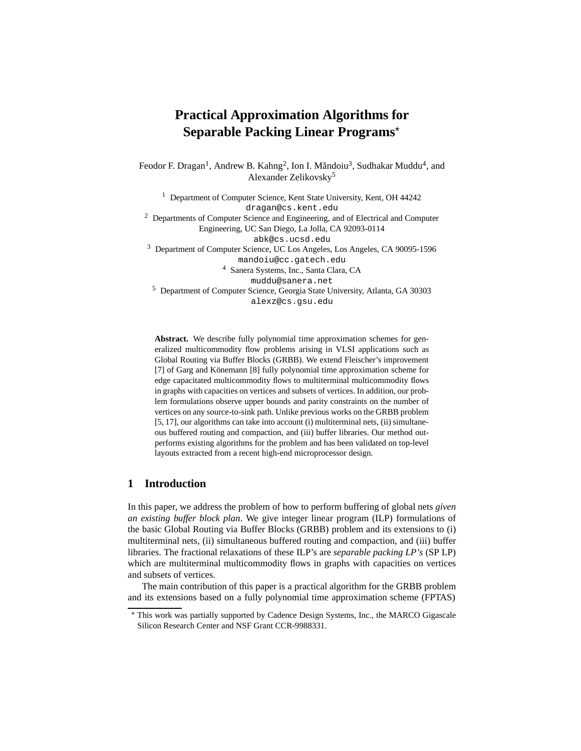# Practical Approximation Algorithms for Separable Packing Linear Programs*

Feodor F. Dragan[1], Andrew B. Kahng[2], Ion I. Măndoiu[3], Sudhakar Muddu[4], and Alexander Zelikovsky[5]

[1] Department of Computer Science, Kent State University, Kent, OH 44242
dragan@cs.kent.edu

[2] Departments of Computer Science and Engineering, and of Electrical and Computer Engineering, UC San Diego, La Jolla, CA 92093-0114
abk@cs.ucsd.edu

[3] Department of Computer Science, UC Los Angeles, Los Angeles, CA 90095-1596
mandoiu@cc.gatech.edu

[4] Sanera Systems, Inc., Santa Clara, CA
muddu@sanera.net

[5] Department of Computer Science, Georgia State University, Atlanta, GA 30303
alexz@cs.gsu.edu

**Abstract.** We describe fully polynomial time approximation schemes for generalized multicommodity flow problems arising in VLSI applications such as Global Routing via Buffer Blocks (GRBB). We extend Fleischer's improvement [7] of Garg and Könemann [8] fully polynomial time approximation scheme for edge capacitated multicommodity flows to multiterminal multicommodity flows in graphs with capacities on vertices and subsets of vertices. In addition, our problem formulations observe upper bounds and parity constraints on the number of vertices on any source-to-sink path. Unlike previous works on the GRBB problem [5, 17], our algorithms can take into account (i) multiterminal nets, (ii) simultaneous buffered routing and compaction, and (iii) buffer libraries. Our method outperforms existing algorithms for the problem and has been validated on top-level layouts extracted from a recent high-end microprocessor design.

## 1 Introduction

In this paper, we address the problem of how to perform buffering of global nets *given an existing buffer block plan*. We give integer linear program (ILP) formulations of the basic Global Routing via Buffer Blocks (GRBB) problem and its extensions to (i) multiterminal nets, (ii) simultaneous buffered routing and compaction, and (iii) buffer libraries. The fractional relaxations of these ILP's are *separable packing LP's* (SP LP) which are multiterminal multicommodity flows in graphs with capacities on vertices and subsets of vertices.

The main contribution of this paper is a practical algorithm for the GRBB problem and its extensions based on a fully polynomial time approximation scheme (FPTAS)

* This work was partially supported by Cadence Design Systems, Inc., the MARCO Gigascale Silicon Research Center and NSF Grant CCR-9988331.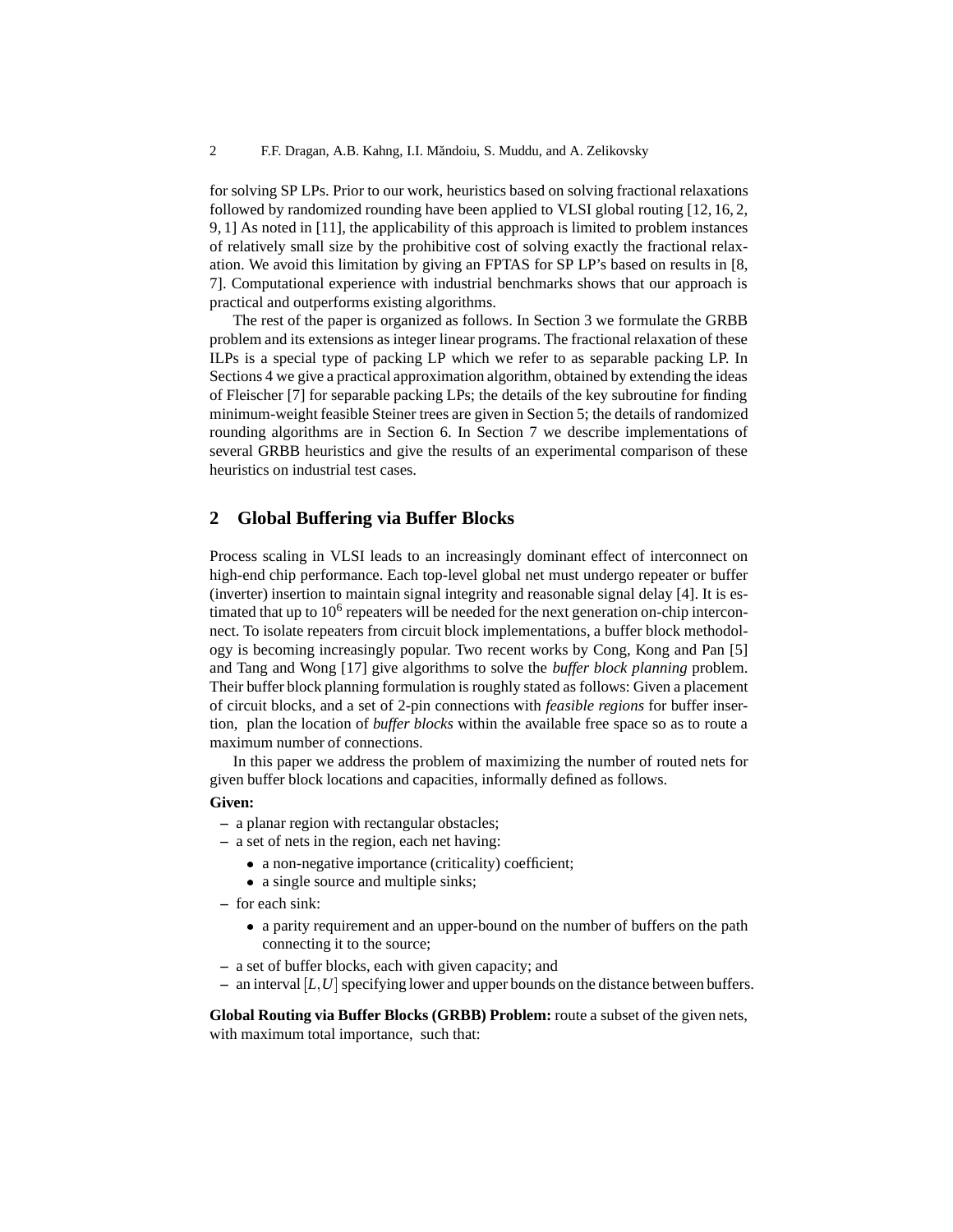for solving SP LPs. Prior to our work, heuristics based on solving fractional relaxations followed by randomized rounding have been applied to VLSI global routing [12, 16, 2, 9, 1] As noted in [11], the applicability of this approach is limited to problem instances of relatively small size by the prohibitive cost of solving exactly the fractional relaxation. We avoid this limitation by giving an FPTAS for SP LP's based on results in [8, 7]. Computational experience with industrial benchmarks shows that our approach is practical and outperforms existing algorithms.

The rest of the paper is organized as follows. In Section 3 we formulate the GRBB problem and its extensions as integer linear programs. The fractional relaxation of these ILPs is a special type of packing LP which we refer to as separable packing LP. In Sections 4 we give a practical approximation algorithm, obtained by extending the ideas of Fleischer [7] for separable packing LPs; the details of the key subroutine for finding minimum-weight feasible Steiner trees are given in Section 5; the details of randomized rounding algorithms are in Section 6. In Section 7 we describe implementations of several GRBB heuristics and give the results of an experimental comparison of these heuristics on industrial test cases.

## 2 Global Buffering via Buffer Blocks

Process scaling in VLSI leads to an increasingly dominant effect of interconnect on high-end chip performance. Each top-level global net must undergo repeater or buffer (inverter) insertion to maintain signal integrity and reasonable signal delay [4]. It is estimated that up to $10^6$ repeaters will be needed for the next generation on-chip interconnect. To isolate repeaters from circuit block implementations, a buffer block methodology is becoming increasingly popular. Two recent works by Cong, Kong and Pan [5] and Tang and Wong [17] give algorithms to solve the *buffer block planning* problem. Their buffer block planning formulation is roughly stated as follows: Given a placement of circuit blocks, and a set of 2-pin connections with *feasible regions* for buffer insertion, plan the location of *buffer blocks* within the available free space so as to route a maximum number of connections.

In this paper we address the problem of maximizing the number of routed nets for given buffer block locations and capacities, informally defined as follows.

**Given:**

- a planar region with rectangular obstacles;
- a set of nets in the region, each net having:
  - a non-negative importance (criticality) coefficient;
  - a single source and multiple sinks;
- for each sink:
  - a parity requirement and an upper-bound on the number of buffers on the path connecting it to the source;
- a set of buffer blocks, each with given capacity; and
- an interval $[L, U]$ specifying lower and upper bounds on the distance between buffers.

**Global Routing via Buffer Blocks (GRBB) Problem:** route a subset of the given nets, with maximum total importance, such that: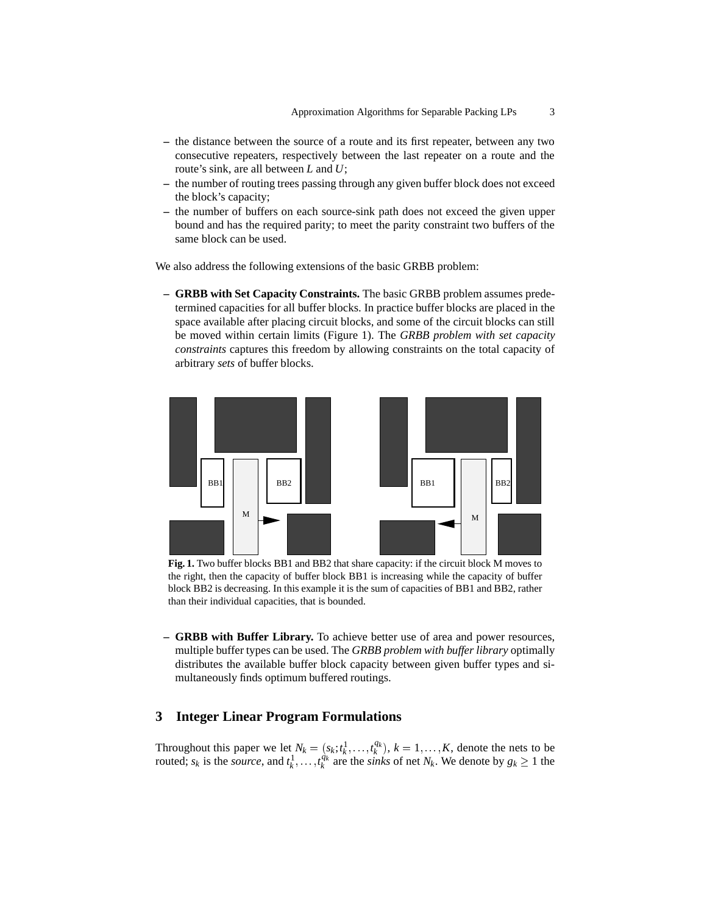- the distance between the source of a route and its first repeater, between any two consecutive repeaters, respectively between the last repeater on a route and the route's sink, are all between $L$ and $U$;
- the number of routing trees passing through any given buffer block does not exceed the block's capacity;
- the number of buffers on each source-sink path does not exceed the given upper bound and has the required parity; to meet the parity constraint two buffers of the same block can be used.

We also address the following extensions of the basic GRBB problem:

- **GRBB with Set Capacity Constraints.** The basic GRBB problem assumes predetermined capacities for all buffer blocks. In practice buffer blocks are placed in the space available after placing circuit blocks, and some of the circuit blocks can still be moved within certain limits (Figure 1). The *GRBB problem with set capacity constraints* captures this freedom by allowing constraints on the total capacity of arbitrary *sets* of buffer blocks.

**Fig. 1.** Two buffer blocks BB1 and BB2 that share capacity: if the circuit block M moves to the right, then the capacity of buffer block BB1 is increasing while the capacity of buffer block BB2 is decreasing. In this example it is the sum of capacities of BB1 and BB2, rather than their individual capacities, that is bounded.

- **GRBB with Buffer Library.** To achieve better use of area and power resources, multiple buffer types can be used. The *GRBB problem with buffer library* optimally distributes the available buffer block capacity between given buffer types and simultaneously finds optimum buffered routings.

## 3 Integer Linear Program Formulations

Throughout this paper we let $N_k = (s_k; t_k^1, \ldots, t_k^{q_k})$, $k = 1, \ldots, K$, denote the nets to be routed; $s_k$ is the *source*, and $t_k^1, \ldots, t_k^{q_k}$ are the *sinks* of net $N_k$. We denote by $g_k \geq 1$ the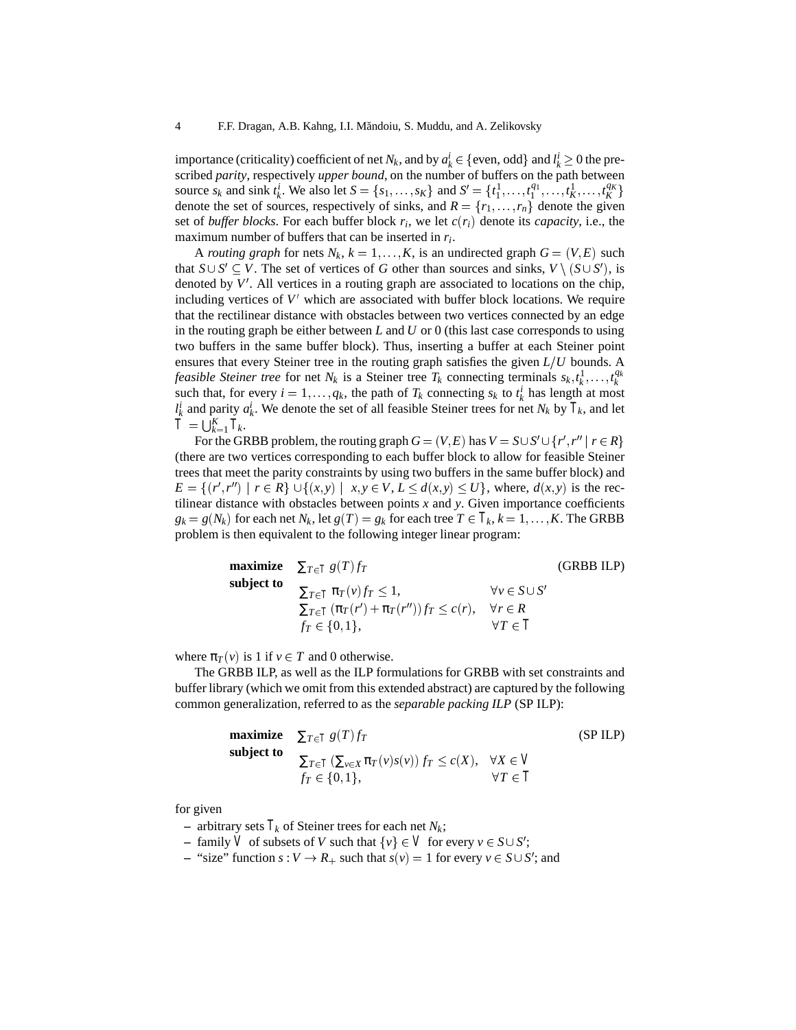importance (criticality) coefficient of net $N_k$, and by $a_k^i \in \{\text{even, odd}\}$ and $l_k^i \geq 0$ the prescribed *parity*, respectively *upper bound*, on the number of buffers on the path between source $s_k$ and sink $t_k^i$. We also let $S = \{s_1, \ldots, s_K\}$ and $S' = \{t_1^1, \ldots, t_1^{q_1}, \ldots, t_K^1, \ldots, t_K^{q_K}\}$ denote the set of sources, respectively of sinks, and $R = \{r_1, \ldots, r_n\}$ denote the given set of *buffer blocks*. For each buffer block $r_i$, we let $c(r_i)$ denote its *capacity*, i.e., the maximum number of buffers that can be inserted in $r_i$.

A *routing graph* for nets $N_k$, $k = 1, \ldots, K$, is an undirected graph $G = (V, E)$ such that $S \cup S' \subseteq V$. The set of vertices of $G$ other than sources and sinks, $V \setminus (S \cup S')$, is denoted by $V'$. All vertices in a routing graph are associated to locations on the chip, including vertices of $V'$ which are associated with buffer block locations. We require that the rectilinear distance with obstacles between two vertices connected by an edge in the routing graph be either between $L$ and $U$ or 0 (this last case corresponds to using two buffers in the same buffer block). Thus, inserting a buffer at each Steiner point ensures that every Steiner tree in the routing graph satisfies the given $L/U$ bounds. A *feasible Steiner tree* for net $N_k$ is a Steiner tree $T_k$ connecting terminals $s_k, t_k^1, \ldots, t_k^{q_k}$ such that, for every $i = 1, \ldots, q_k$, the path of $T_k$ connecting $s_k$ to $t_k^i$ has length at most $l_k^i$ and parity $a_k^i$. We denote the set of all feasible Steiner trees for net $N_k$ by $\mathcal{T}_k$, and let $\mathcal{T} = \bigcup_{k=1}^K \mathcal{T}_k$.

For the GRBB problem, the routing graph $G = (V, E)$ has $V = S \cup S' \cup \{r', r'' \mid r \in R\}$ (there are two vertices corresponding to each buffer block to allow for feasible Steiner trees that meet the parity constraints by using two buffers in the same buffer block) and $E = \{(r', r'') \mid r \in R\} \cup \{(x, y) \mid x, y \in V, L \leq d(x, y) \leq U\}$, where, $d(x, y)$ is the rectilinear distance with obstacles between points $x$ and $y$. Given importance coefficients $g_k = g(N_k)$ for each net $N_k$, let $g(T) = g_k$ for each tree $T \in \mathcal{T}_k$, $k = 1, \ldots, K$. The GRBB problem is then equivalent to the following integer linear program:

$$
\begin{array}{lll}
\textbf{maximize} & \sum_{T \in \mathcal{T}} g(T) f_T & \text{(GRBB ILP)} \\
\textbf{subject to} & \sum_{T \in \mathcal{T}} \pi_T(v) f_T \leq 1, & \forall v \in S \cup S' \\
& \sum_{T \in \mathcal{T}} (\pi_T(r') + \pi_T(r'')) f_T \leq c(r), & \forall r \in R \\
& f_T \in \{0, 1\}, & \forall T \in \mathcal{T}
\end{array}
$$

where $\pi_T(v)$ is 1 if $v \in T$ and 0 otherwise.

The GRBB ILP, as well as the ILP formulations for GRBB with set constraints and buffer library (which we omit from this extended abstract) are captured by the following common generalization, referred to as the *separable packing ILP* (SP ILP):

$$
\begin{array}{lll}
\textbf{maximize} & \sum_{T \in \mathcal{T}} g(T) f_T & \text{(SP ILP)} \\
\textbf{subject to} & \sum_{T \in \mathcal{T}} \left(\sum_{v \in X} \pi_T(v) s(v)\right) f_T \leq c(X), & \forall X \in \mathcal{V} \\
& f_T \in \{0, 1\}, & \forall T \in \mathcal{T}
\end{array}
$$

for given

- arbitrary sets $\mathcal{T}_k$ of Steiner trees for each net $N_k$;
- family $\mathcal{V}$ of subsets of $V$ such that $\{v\} \in \mathcal{V}$ for every $v \in S \cup S'$;
- "size" function $s : V \to R_+$ such that $s(v) = 1$ for every $v \in S \cup S'$; and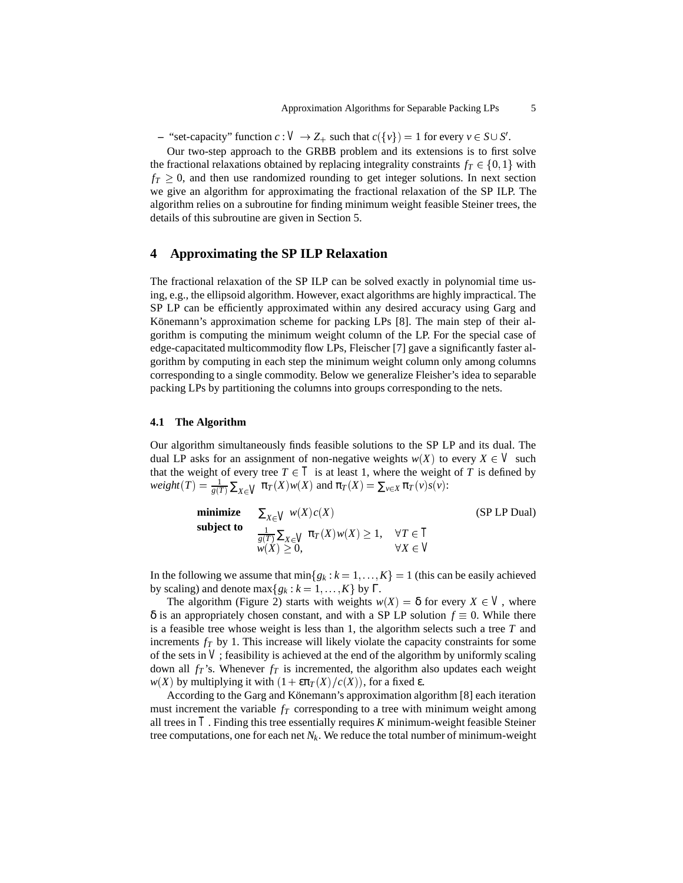– "set-capacity" function $c : \mathcal{V} \to Z_+$ such that $c(\{v\}) = 1$ for every $v \in S \cup S'$.

Our two-step approach to the GRBB problem and its extensions is to first solve the fractional relaxations obtained by replacing integrality constraints $f_T \in \{0,1\}$ with $f_T \geq 0$, and then use randomized rounding to get integer solutions. In next section we give an algorithm for approximating the fractional relaxation of the SP ILP. The algorithm relies on a subroutine for finding minimum weight feasible Steiner trees, the details of this subroutine are given in Section 5.

## 4 Approximating the SP ILP Relaxation

The fractional relaxation of the SP ILP can be solved exactly in polynomial time using, e.g., the ellipsoid algorithm. However, exact algorithms are highly impractical. The SP LP can be efficiently approximated within any desired accuracy using Garg and Könemann's approximation scheme for packing LPs [8]. The main step of their algorithm is computing the minimum weight column of the LP. For the special case of edge-capacitated multicommodity flow LPs, Fleischer [7] gave a significantly faster algorithm by computing in each step the minimum weight column only among columns corresponding to a single commodity. Below we generalize Fleisher's idea to separable packing LPs by partitioning the columns into groups corresponding to the nets.

### 4.1 The Algorithm

Our algorithm simultaneously finds feasible solutions to the SP LP and its dual. The dual LP asks for an assignment of non-negative weights $w(X)$ to every $X \in \mathcal{V}$ such that the weight of every tree $T \in \mathcal{T}$ is at least 1, where the weight of $T$ is defined by $weight(T) = \frac{1}{g(T)} \sum_{X \in \mathcal{V}} \pi_T(X) w(X)$ and $\pi_T(X) = \sum_{v \in X} \pi_T(v) s(v)$:

$$
\begin{array}{lll}
\textbf{minimize} & \sum_{X \in \mathcal{V}} w(X) c(X) & \quad\quad\quad\quad \text{(SP LP Dual)} \\
\textbf{subject to} & \frac{1}{g(T)} \sum_{X \in \mathcal{V}} \pi_T(X) w(X) \geq 1, & \forall T \in \mathcal{T} \\
 & w(X) \geq 0, & \forall X \in \mathcal{V}
\end{array}
$$

In the following we assume that $\min\{g_k : k = 1, \ldots, K\} = 1$ (this can be easily achieved by scaling) and denote $\max\{g_k : k = 1, \ldots, K\}$ by $\Gamma$.

The algorithm (Figure 2) starts with weights $w(X) = \delta$ for every $X \in \mathcal{V}$, where $\delta$ is an appropriately chosen constant, and with a SP LP solution $f \equiv 0$. While there is a feasible tree whose weight is less than 1, the algorithm selects such a tree $T$ and increments $f_T$ by 1. This increase will likely violate the capacity constraints for some of the sets in $\mathcal{V}$; feasibility is achieved at the end of the algorithm by uniformly scaling down all $f_T$'s. Whenever $f_T$ is incremented, the algorithm also updates each weight $w(X)$ by multiplying it with $(1 + \varepsilon \pi_T(X)/c(X))$, for a fixed $\varepsilon$.

According to the Garg and Könemann's approximation algorithm [8] each iteration must increment the variable $f_T$ corresponding to a tree with minimum weight among all trees in $\mathcal{T}$. Finding this tree essentially requires $K$ minimum-weight feasible Steiner tree computations, one for each net $N_k$. We reduce the total number of minimum-weight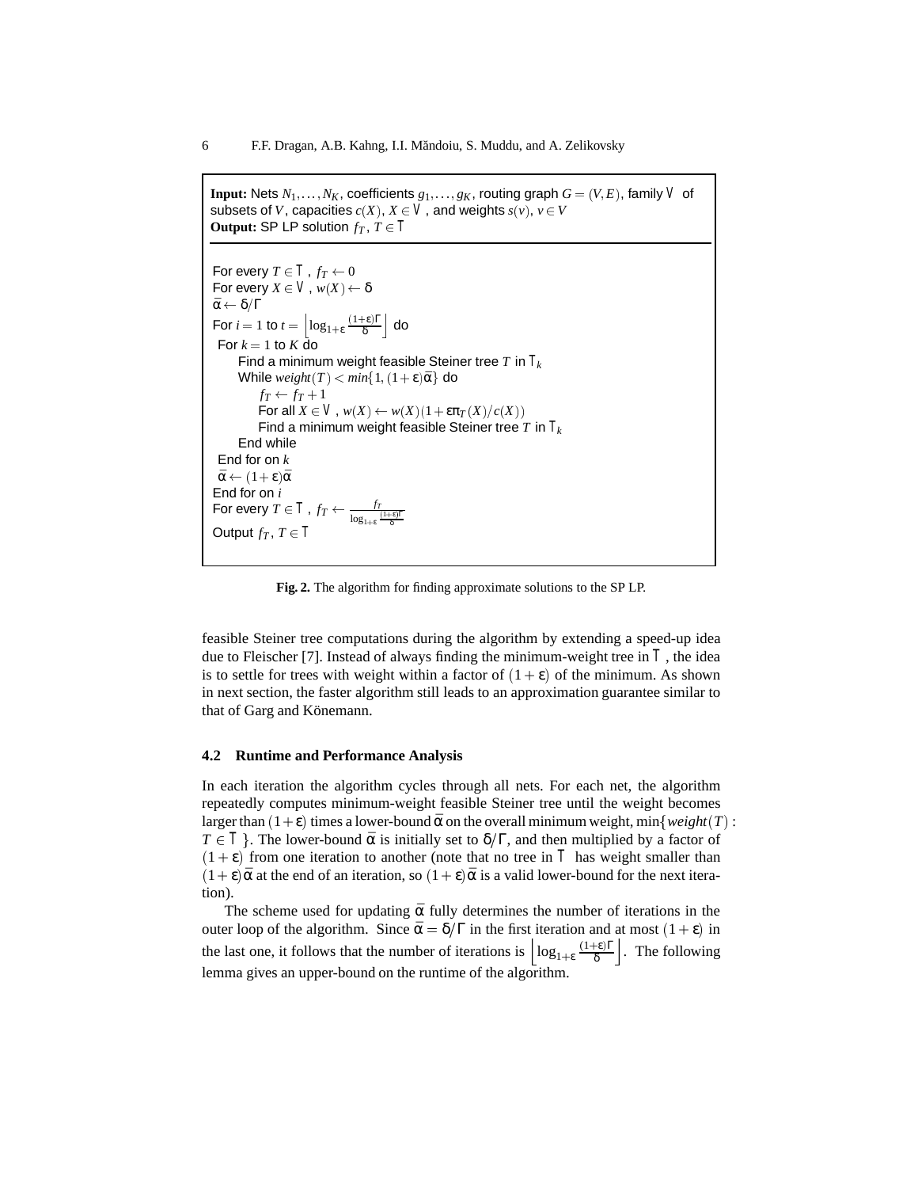**Input:** Nets $N_1, \ldots, N_K$, coefficients $g_1, \ldots, g_K$, routing graph $G = (V, E)$, family $\mathcal{V}$ of subsets of $V$, capacities $c(X)$, $X \in \mathcal{V}$, and weights $s(v)$, $v \in V$
**Output:** SP LP solution $f_T$, $T \in \mathcal{T}$

```
For every T ∈ 𝒯, f_T ← 0
For every X ∈ 𝒱, w(X) ← δ
ᾱ ← δ/Γ
For i = 1 to t = ⌊log_{1+ε} ((1+ε)Γ/δ)⌋ do
  For k = 1 to K do
     Find a minimum weight feasible Steiner tree T in 𝒯_k
     While weight(T) < min{1, (1+ε)ᾱ} do
        f_T ← f_T + 1
        For all X ∈ 𝒱, w(X) ← w(X)(1 + επ_T(X)/c(X))
        Find a minimum weight feasible Steiner tree T in 𝒯_k
     End while
  End for on k
  ᾱ ← (1+ε)ᾱ
End for on i
For every T ∈ 𝒯, f_T ← f_T / log_{1+ε} ((1+ε)Γ/δ)
Output f_T, T ∈ 𝒯
```

**Fig. 2.** The algorithm for finding approximate solutions to the SP LP.

feasible Steiner tree computations during the algorithm by extending a speed-up idea due to Fleischer [7]. Instead of always finding the minimum-weight tree in $\mathcal{T}$, the idea is to settle for trees with weight within a factor of $(1+\varepsilon)$ of the minimum. As shown in next section, the faster algorithm still leads to an approximation guarantee similar to that of Garg and Könemann.

### 4.2 Runtime and Performance Analysis

In each iteration the algorithm cycles through all nets. For each net, the algorithm repeatedly computes minimum-weight feasible Steiner tree until the weight becomes larger than $(1+\varepsilon)$ times a lower-bound $\bar{\alpha}$ on the overall minimum weight, $\min\{weight(T) : T \in \mathcal{T}\}$. The lower-bound $\bar{\alpha}$ is initially set to $\delta/\Gamma$, and then multiplied by a factor of $(1+\varepsilon)$ from one iteration to another (note that no tree in $\mathcal{T}$ has weight smaller than $(1+\varepsilon)\bar{\alpha}$ at the end of an iteration, so $(1+\varepsilon)\bar{\alpha}$ is a valid lower-bound for the next iteration).

The scheme used for updating $\bar{\alpha}$ fully determines the number of iterations in the outer loop of the algorithm. Since $\bar{\alpha} = \delta/\Gamma$ in the first iteration and at most $(1+\varepsilon)$ in the last one, it follows that the number of iterations is $\left\lfloor \log_{1+\varepsilon} \frac{(1+\varepsilon)\Gamma}{\delta} \right\rfloor$. The following lemma gives an upper-bound on the runtime of the algorithm.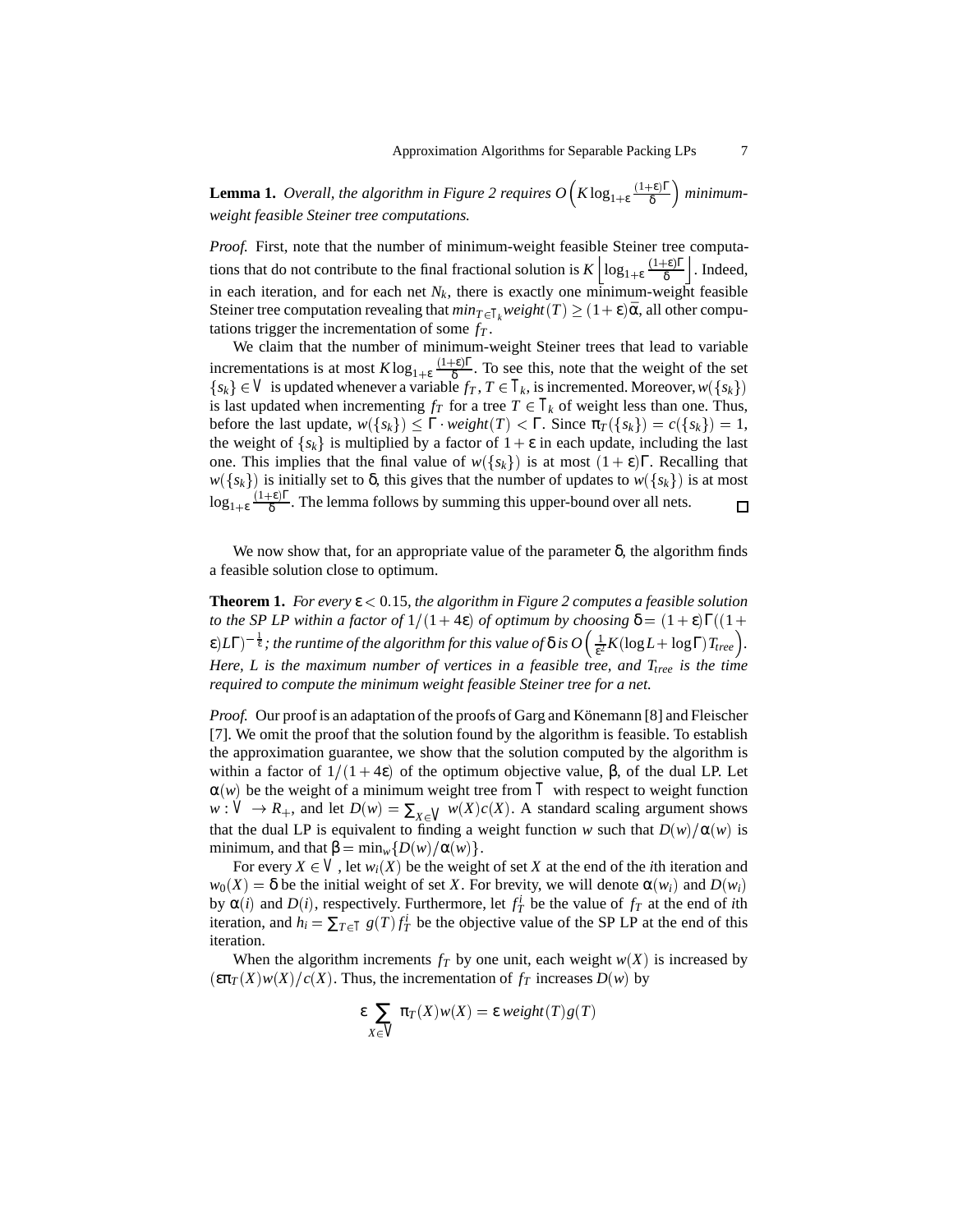**Lemma 1.** *Overall, the algorithm in Figure 2 requires $O\left(K \log_{1+\varepsilon} \frac{(1+\varepsilon)\Gamma}{\delta}\right)$ minimum-weight feasible Steiner tree computations.*

*Proof.* First, note that the number of minimum-weight feasible Steiner tree computations that do not contribute to the final fractional solution is $K \left\lfloor \log_{1+\varepsilon} \frac{(1+\varepsilon)\Gamma}{\delta} \right\rfloor$. Indeed, in each iteration, and for each net $N_k$, there is exactly one minimum-weight feasible Steiner tree computation revealing that $min_{T \in \mathcal{T}_k} weight(T) \geq (1+\varepsilon)\bar{\alpha}$, all other computations trigger the incrementation of some $f_T$.

We claim that the number of minimum-weight Steiner trees that lead to variable incrementations is at most $K \log_{1+\varepsilon} \frac{(1+\varepsilon)\Gamma}{\delta}$. To see this, note that the weight of the set $\{s_k\} \in \mathcal{V}$ is updated whenever a variable $f_T$, $T \in \mathcal{T}_k$, is incremented. Moreover, $w(\{s_k\})$ is last updated when incrementing $f_T$ for a tree $T \in \mathcal{T}_k$ of weight less than one. Thus, before the last update, $w(\{s_k\}) \leq \Gamma \cdot weight(T) < \Gamma$. Since $\pi_T(\{s_k\}) = c(\{s_k\}) = 1$, the weight of $\{s_k\}$ is multiplied by a factor of $1+\varepsilon$ in each update, including the last one. This implies that the final value of $w(\{s_k\})$ is at most $(1+\varepsilon)\Gamma$. Recalling that $w(\{s_k\})$ is initially set to $\delta$, this gives that the number of updates to $w(\{s_k\})$ is at most $\log_{1+\varepsilon} \frac{(1+\varepsilon)\Gamma}{\delta}$. The lemma follows by summing this upper-bound over all nets. □

We now show that, for an appropriate value of the parameter $\delta$, the algorithm finds a feasible solution close to optimum.

**Theorem 1.** *For every $\varepsilon < 0.15$, the algorithm in Figure 2 computes a feasible solution to the SP LP within a factor of $1/(1+4\varepsilon)$ of optimum by choosing $\delta = (1+\varepsilon)\Gamma((1+\varepsilon)L\Gamma)^{-\frac{1}{\varepsilon}}$; the runtime of the algorithm for this value of $\delta$ is $O\left(\frac{1}{\varepsilon^2} K(\log L + \log \Gamma) T_{tree}\right)$. Here, $L$ is the maximum number of vertices in a feasible tree, and $T_{tree}$ is the time required to compute the minimum weight feasible Steiner tree for a net.*

*Proof.* Our proof is an adaptation of the proofs of Garg and Könemann [8] and Fleischer [7]. We omit the proof that the solution found by the algorithm is feasible. To establish the approximation guarantee, we show that the solution computed by the algorithm is within a factor of $1/(1+4\varepsilon)$ of the optimum objective value, $\beta$, of the dual LP. Let $\alpha(w)$ be the weight of a minimum weight tree from $\mathcal{T}$ with respect to weight function $w : \mathcal{V} \to R_+$, and let $D(w) = \sum_{X \in \mathcal{V}} w(X)c(X)$. A standard scaling argument shows that the dual LP is equivalent to finding a weight function $w$ such that $D(w)/\alpha(w)$ is minimum, and that $\beta = \min_w \{D(w)/\alpha(w)\}$.

For every $X \in \mathcal{V}$, let $w_i(X)$ be the weight of set $X$ at the end of the $i$th iteration and $w_0(X) = \delta$ be the initial weight of set $X$. For brevity, we will denote $\alpha(w_i)$ and $D(w_i)$ by $\alpha(i)$ and $D(i)$, respectively. Furthermore, let $f_T^i$ be the value of $f_T$ at the end of $i$th iteration, and $h_i = \sum_{T \in \mathcal{T}} g(T) f_T^i$ be the objective value of the SP LP at the end of this iteration.

When the algorithm increments $f_T$ by one unit, each weight $w(X)$ is increased by $(\varepsilon \pi_T(X) w(X)/c(X)$. Thus, the incrementation of $f_T$ increases $D(w)$ by

$$\varepsilon \sum_{X \in \mathcal{V}} \pi_T(X) w(X) = \varepsilon\, weight(T) g(T)$$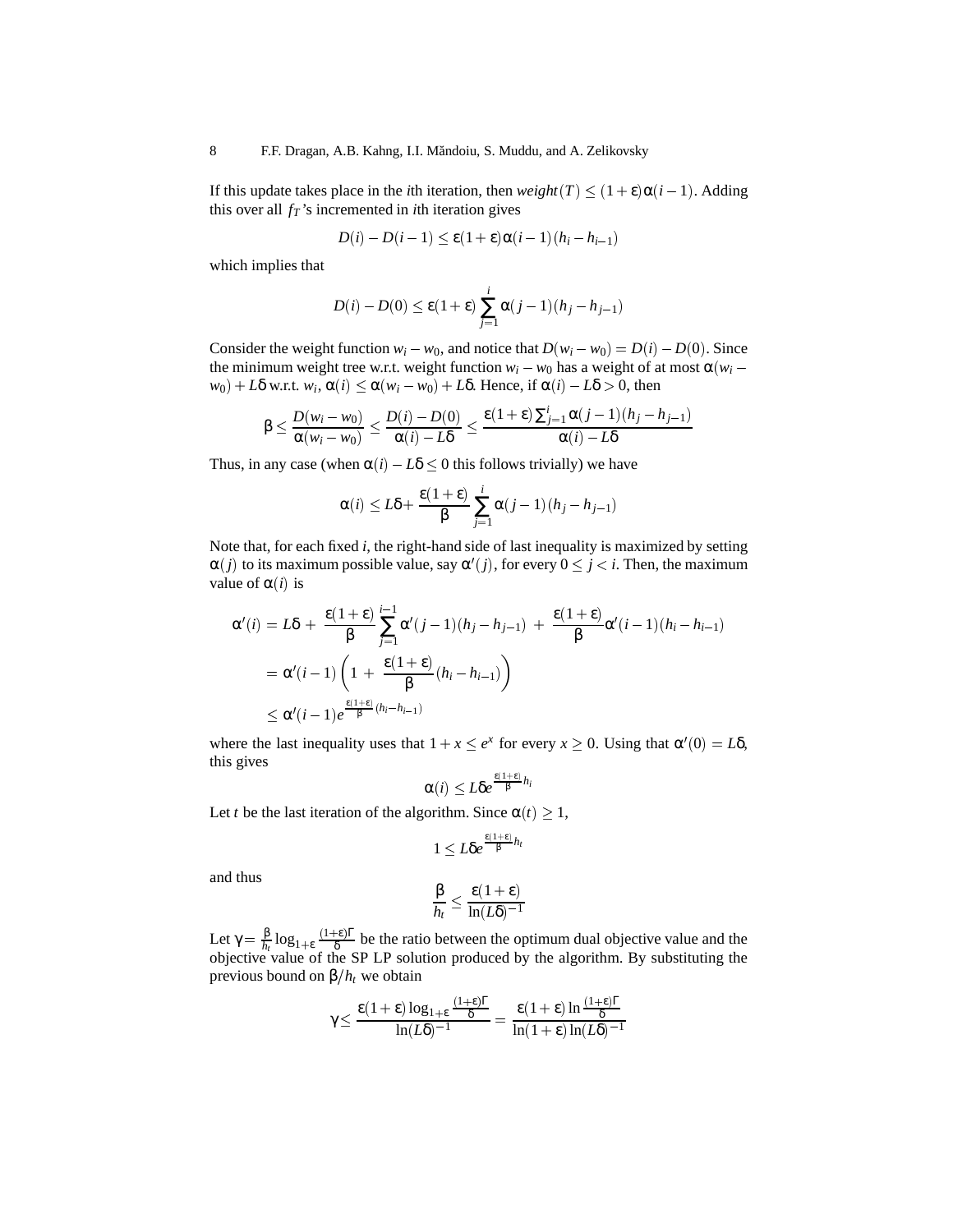If this update takes place in the $i$th iteration, then $weight(T) \le (1+\varepsilon)\alpha(i-1)$. Adding this over all $f_T$'s incremented in $i$th iteration gives

$$D(i) - D(i-1) \le \varepsilon(1+\varepsilon)\alpha(i-1)(h_i - h_{i-1})$$

which implies that

$$D(i) - D(0) \le \varepsilon(1+\varepsilon)\sum_{j=1}^{i}\alpha(j-1)(h_j - h_{j-1})$$

Consider the weight function $w_i - w_0$, and notice that $D(w_i - w_0) = D(i) - D(0)$. Since the minimum weight tree w.r.t. weight function $w_i - w_0$ has a weight of at most $\alpha(w_i - w_0) + L\delta$ w.r.t. $w_i$, $\alpha(i) \le \alpha(w_i - w_0) + L\delta$. Hence, if $\alpha(i) - L\delta > 0$, then

$$\beta \le \frac{D(w_i - w_0)}{\alpha(w_i - w_0)} \le \frac{D(i) - D(0)}{\alpha(i) - L\delta} \le \frac{\varepsilon(1+\varepsilon)\sum_{j=1}^{i}\alpha(j-1)(h_j - h_{j-1})}{\alpha(i) - L\delta}$$

Thus, in any case (when $\alpha(i) - L\delta \le 0$ this follows trivially) we have

$$\alpha(i) \le L\delta + \frac{\varepsilon(1+\varepsilon)}{\beta}\sum_{j=1}^{i}\alpha(j-1)(h_j - h_{j-1})$$

Note that, for each fixed $i$, the right-hand side of last inequality is maximized by setting $\alpha(j)$ to its maximum possible value, say $\alpha'(j)$, for every $0 \le j < i$. Then, the maximum value of $\alpha(i)$ is

$$\begin{aligned}
\alpha'(i) &= L\delta + \frac{\varepsilon(1+\varepsilon)}{\beta}\sum_{j=1}^{i-1}\alpha'(j-1)(h_j - h_{j-1}) + \frac{\varepsilon(1+\varepsilon)}{\beta}\alpha'(i-1)(h_i - h_{i-1}) \\
&= \alpha'(i-1)\left(1 + \frac{\varepsilon(1+\varepsilon)}{\beta}(h_i - h_{i-1})\right) \\
&\le \alpha'(i-1)e^{\frac{\varepsilon(1+\varepsilon)}{\beta}(h_i - h_{i-1})}
\end{aligned}$$

where the last inequality uses that $1 + x \le e^x$ for every $x \ge 0$. Using that $\alpha'(0) = L\delta$, this gives

$$\alpha(i) \le L\delta e^{\frac{\varepsilon(1+\varepsilon)}{\beta}h_i}$$

Let $t$ be the last iteration of the algorithm. Since $\alpha(t) \ge 1$,

$$1 \le L\delta e^{\frac{\varepsilon(1+\varepsilon)}{\beta}h_t}$$

and thus

$$\frac{\beta}{h_t} \le \frac{\varepsilon(1+\varepsilon)}{\ln(L\delta)^{-1}}$$

Let $\gamma = \frac{\beta}{h_t}\log_{1+\varepsilon}\frac{(1+\varepsilon)\Gamma}{\delta}$ be the ratio between the optimum dual objective value and the objective value of the SP LP solution produced by the algorithm. By substituting the previous bound on $\beta/h_t$ we obtain

$$\gamma \le \frac{\varepsilon(1+\varepsilon)\log_{1+\varepsilon}\frac{(1+\varepsilon)\Gamma}{\delta}}{\ln(L\delta)^{-1}} = \frac{\varepsilon(1+\varepsilon)\ln\frac{(1+\varepsilon)\Gamma}{\delta}}{\ln(1+\varepsilon)\ln(L\delta)^{-1}}$$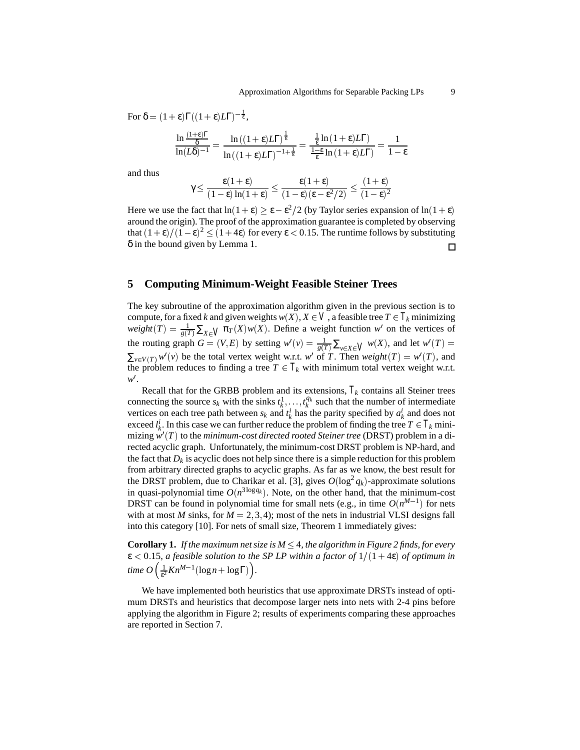For $\delta = (1+\varepsilon)\Gamma((1+\varepsilon)L\Gamma)^{-\frac{1}{\varepsilon}}$,

$$\frac{\ln\frac{(1+\varepsilon)\Gamma}{\delta}}{\ln(L\delta)^{-1}} = \frac{\ln\left((1+\varepsilon)L\Gamma\right)^{\frac{1}{\varepsilon}}}{\ln\left((1+\varepsilon)L\Gamma\right)^{-1+\frac{1}{\varepsilon}}} = \frac{\frac{1}{\varepsilon}\ln(1+\varepsilon)L\Gamma)}{\frac{1-\varepsilon}{\varepsilon}\ln(1+\varepsilon)L\Gamma)} = \frac{1}{1-\varepsilon}$$

and thus

$$\gamma \leq \frac{\varepsilon(1+\varepsilon)}{(1-\varepsilon)\ln(1+\varepsilon)} \leq \frac{\varepsilon(1+\varepsilon)}{(1-\varepsilon)(\varepsilon-\varepsilon^2/2)} \leq \frac{(1+\varepsilon)}{(1-\varepsilon)^2}$$

Here we use the fact that $\ln(1+\varepsilon) \geq \varepsilon - \varepsilon^2/2$ (by Taylor series expansion of $\ln(1+\varepsilon)$ around the origin). The proof of the approximation guarantee is completed by observing that $(1+\varepsilon)/(1-\varepsilon)^2 \leq (1+4\varepsilon)$ for every $\varepsilon < 0.15$. The runtime follows by substituting $\delta$ in the bound given by Lemma 1. □

## 5 Computing Minimum-Weight Feasible Steiner Trees

The key subroutine of the approximation algorithm given in the previous section is to compute, for a fixed $k$ and given weights $w(X)$, $X \in \mathcal{V}$, a feasible tree $T \in \mathcal{T}_k$ minimizing $weight(T) = \frac{1}{g(T)}\sum_{X\in\mathcal{V}} \pi_T(X)w(X)$. Define a weight function $w'$ on the vertices of the routing graph $G = (V,E)$ by setting $w'(v) = \frac{1}{g(T)}\sum_{v\in X\in\mathcal{V}} w(X)$, and let $w'(T) = \sum_{v\in V(T)} w'(v)$ be the total vertex weight w.r.t. $w'$ of $T$. Then $weight(T) = w'(T)$, and the problem reduces to finding a tree $T \in \mathcal{T}_k$ with minimum total vertex weight w.r.t. $w'$.

Recall that for the GRBB problem and its extensions, $\mathcal{T}_k$ contains all Steiner trees connecting the source $s_k$ with the sinks $t_k^1, \ldots, t_k^{q_k}$ such that the number of intermediate vertices on each tree path between $s_k$ and $t_k^i$ has the parity specified by $a_k^i$ and does not exceed $l_k^i$. In this case we can further reduce the problem of finding the tree $T \in \mathcal{T}_k$ minimizing $w'(T)$ to the *minimum-cost directed rooted Steiner tree* (DRST) problem in a directed acyclic graph. Unfortunately, the minimum-cost DRST problem is NP-hard, and the fact that $D_k$ is acyclic does not help since there is a simple reduction for this problem from arbitrary directed graphs to acyclic graphs. As far as we know, the best result for the DRST problem, due to Charikar et al. [3], gives $O(\log^2 q_k)$-approximate solutions in quasi-polynomial time $O(n^{3\log q_k})$. Note, on the other hand, that the minimum-cost DRST can be found in polynomial time for small nets (e.g., in time $O(n^{M-1})$ for nets with at most $M$ sinks, for $M = 2,3,4$); most of the nets in industrial VLSI designs fall into this category [10]. For nets of small size, Theorem 1 immediately gives:

**Corollary 1.** *If the maximum net size is $M \leq 4$, the algorithm in Figure 2 finds, for every $\varepsilon < 0.15$, a feasible solution to the SP LP within a factor of $1/(1+4\varepsilon)$ of optimum in time $O\left(\frac{1}{\varepsilon^2}Kn^{M-1}(\log n + \log\Gamma)\right)$.*

We have implemented both heuristics that use approximate DRSTs instead of optimum DRSTs and heuristics that decompose larger nets into nets with 2-4 pins before applying the algorithm in Figure 2; results of experiments comparing these approaches are reported in Section 7.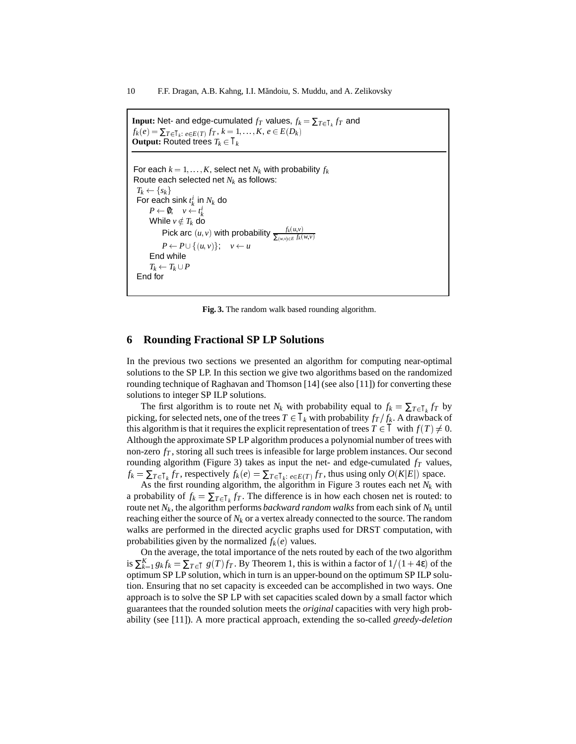```
Input: Net- and edge-cumulated f_T values, f_k = ∑_{T∈𝒯_k} f_T and
f_k(e) = ∑_{T∈𝒯_k: e∈E(T)} f_T, k = 1,...,K, e ∈ E(D_k)
Output: Routed trees T_k ∈ 𝒯_k

For each k = 1,...,K, select net N_k with probability f_k
Route each selected net N_k as follows:
 T_k ← {s_k}
 For each sink t_k^i in N_k do
     P ← ∅;   v ← t_k^i
     While v ∉ T_k do
         Pick arc (u,v) with probability f_k(u,v) / ∑_{(w,v)∈E} f_k(w,v)
         P ← P ∪ {(u,v)};   v ← u
     End while
     T_k ← T_k ∪ P
 End for
```

**Fig. 3.** The random walk based rounding algorithm.

## 6 Rounding Fractional SP LP Solutions

In the previous two sections we presented an algorithm for computing near-optimal solutions to the SP LP. In this section we give two algorithms based on the randomized rounding technique of Raghavan and Thomson [14] (see also [11]) for converting these solutions to integer SP ILP solutions.

The first algorithm is to route net $N_k$ with probability equal to $f_k = \sum_{T \in \mathcal{T}_k} f_T$ by picking, for selected nets, one of the trees $T \in \mathcal{T}_k$ with probability $f_T / f_k$. A drawback of this algorithm is that it requires the explicit representation of trees $T \in \mathcal{T}$ with $f(T) \neq 0$. Although the approximate SP LP algorithm produces a polynomial number of trees with non-zero $f_T$, storing all such trees is infeasible for large problem instances. Our second rounding algorithm (Figure 3) takes as input the net- and edge-cumulated $f_T$ values, $f_k = \sum_{T \in \mathcal{T}_k} f_T$, respectively $f_k(e) = \sum_{T \in \mathcal{T}_k:\, e \in E(T)} f_T$, thus using only $O(K|E|)$ space.

As the first rounding algorithm, the algorithm in Figure 3 routes each net $N_k$ with a probability of $f_k = \sum_{T \in \mathcal{T}_k} f_T$. The difference is in how each chosen net is routed: to route net $N_k$, the algorithm performs *backward random walks* from each sink of $N_k$ until reaching either the source of $N_k$ or a vertex already connected to the source. The random walks are performed in the directed acyclic graphs used for DRST computation, with probabilities given by the normalized $f_k(e)$ values.

On the average, the total importance of the nets routed by each of the two algorithm is $\sum_{k=1}^{K} g_k f_k = \sum_{T \in \mathcal{T}} g(T) f_T$. By Theorem 1, this is within a factor of $1/(1+4\varepsilon)$ of the optimum SP LP solution, which in turn is an upper-bound on the optimum SP ILP solution. Ensuring that no set capacity is exceeded can be accomplished in two ways. One approach is to solve the SP LP with set capacities scaled down by a small factor which guarantees that the rounded solution meets the *original* capacities with very high probability (see [11]). A more practical approach, extending the so-called *greedy-deletion*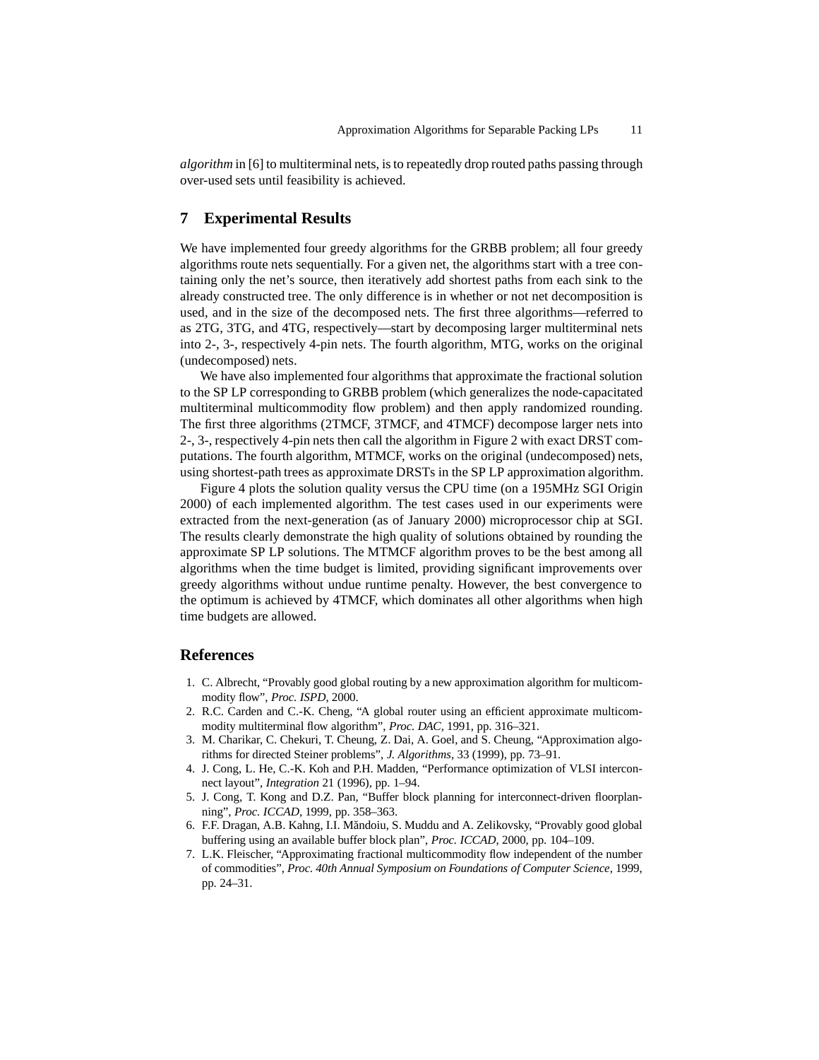*algorithm* in [6] to multiterminal nets, is to repeatedly drop routed paths passing through over-used sets until feasibility is achieved.

## 7 Experimental Results

We have implemented four greedy algorithms for the GRBB problem; all four greedy algorithms route nets sequentially. For a given net, the algorithms start with a tree containing only the net's source, then iteratively add shortest paths from each sink to the already constructed tree. The only difference is in whether or not net decomposition is used, and in the size of the decomposed nets. The first three algorithms—referred to as 2TG, 3TG, and 4TG, respectively—start by decomposing larger multiterminal nets into 2-, 3-, respectively 4-pin nets. The fourth algorithm, MTG, works on the original (undecomposed) nets.

We have also implemented four algorithms that approximate the fractional solution to the SP LP corresponding to GRBB problem (which generalizes the node-capacitated multiterminal multicommodity flow problem) and then apply randomized rounding. The first three algorithms (2TMCF, 3TMCF, and 4TMCF) decompose larger nets into 2-, 3-, respectively 4-pin nets then call the algorithm in Figure 2 with exact DRST computations. The fourth algorithm, MTMCF, works on the original (undecomposed) nets, using shortest-path trees as approximate DRSTs in the SP LP approximation algorithm.

Figure 4 plots the solution quality versus the CPU time (on a 195MHz SGI Origin 2000) of each implemented algorithm. The test cases used in our experiments were extracted from the next-generation (as of January 2000) microprocessor chip at SGI. The results clearly demonstrate the high quality of solutions obtained by rounding the approximate SP LP solutions. The MTMCF algorithm proves to be the best among all algorithms when the time budget is limited, providing significant improvements over greedy algorithms without undue runtime penalty. However, the best convergence to the optimum is achieved by 4TMCF, which dominates all other algorithms when high time budgets are allowed.

## References

1. C. Albrecht, "Provably good global routing by a new approximation algorithm for multicommodity flow", *Proc. ISPD*, 2000.
2. R.C. Carden and C.-K. Cheng, "A global router using an efficient approximate multicommodity multiterminal flow algorithm", *Proc. DAC*, 1991, pp. 316–321.
3. M. Charikar, C. Chekuri, T. Cheung, Z. Dai, A. Goel, and S. Cheung, "Approximation algorithms for directed Steiner problems", *J. Algorithms*, 33 (1999), pp. 73–91.
4. J. Cong, L. He, C.-K. Koh and P.H. Madden, "Performance optimization of VLSI interconnect layout", *Integration* 21 (1996), pp. 1–94.
5. J. Cong, T. Kong and D.Z. Pan, "Buffer block planning for interconnect-driven floorplanning", *Proc. ICCAD*, 1999, pp. 358–363.
6. F.F. Dragan, A.B. Kahng, I.I. Măndoiu, S. Muddu and A. Zelikovsky, "Provably good global buffering using an available buffer block plan", *Proc. ICCAD*, 2000, pp. 104–109.
7. L.K. Fleischer, "Approximating fractional multicommodity flow independent of the number of commodities", *Proc. 40th Annual Symposium on Foundations of Computer Science*, 1999, pp. 24–31.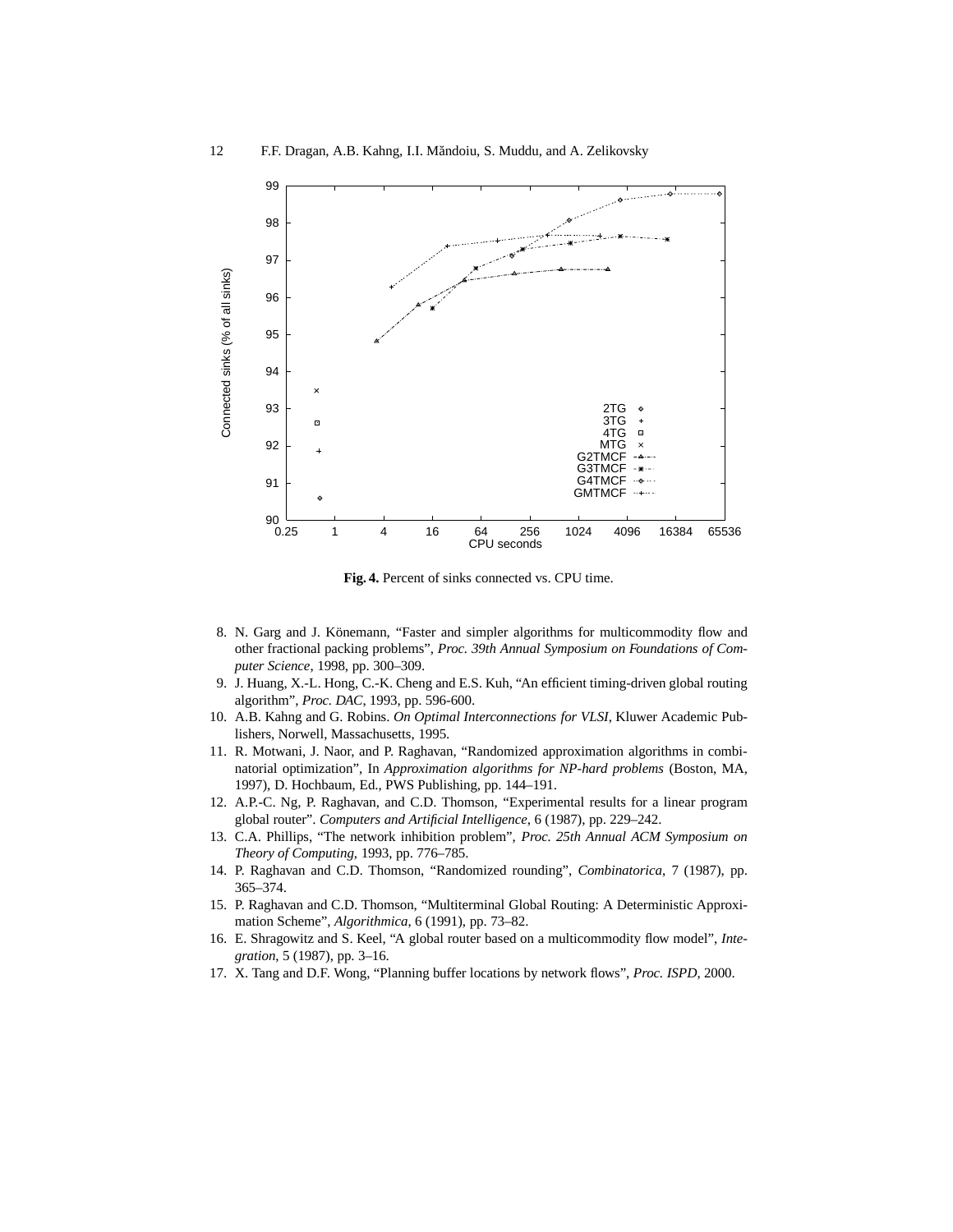99
98
97
96
95
94
93
92
91
90

0.25 1 4 16 64 256 1024 4096 16384 65536

CPU seconds

Connected sinks (% of all sinks)

2TG
3TG
4TG
MTG
G2TMCF
G3TMCF
G4TMCF
GMTMCF

**Fig. 4.** Percent of sinks connected vs. CPU time.

8. N. Garg and J. Könemann, "Faster and simpler algorithms for multicommodity flow and other fractional packing problems", *Proc. 39th Annual Symposium on Foundations of Computer Science*, 1998, pp. 300–309.
9. J. Huang, X.-L. Hong, C.-K. Cheng and E.S. Kuh, "An efficient timing-driven global routing algorithm", *Proc. DAC*, 1993, pp. 596-600.
10. A.B. Kahng and G. Robins. *On Optimal Interconnections for VLSI*, Kluwer Academic Publishers, Norwell, Massachusetts, 1995.
11. R. Motwani, J. Naor, and P. Raghavan, "Randomized approximation algorithms in combinatorial optimization", In *Approximation algorithms for NP-hard problems* (Boston, MA, 1997), D. Hochbaum, Ed., PWS Publishing, pp. 144–191.
12. A.P.-C. Ng, P. Raghavan, and C.D. Thomson, "Experimental results for a linear program global router". *Computers and Artificial Intelligence*, 6 (1987), pp. 229–242.
13. C.A. Phillips, "The network inhibition problem", *Proc. 25th Annual ACM Symposium on Theory of Computing*, 1993, pp. 776–785.
14. P. Raghavan and C.D. Thomson, "Randomized rounding", *Combinatorica*, 7 (1987), pp. 365–374.
15. P. Raghavan and C.D. Thomson, "Multiterminal Global Routing: A Deterministic Approximation Scheme", *Algorithmica*, 6 (1991), pp. 73–82.
16. E. Shragowitz and S. Keel, "A global router based on a multicommodity flow model", *Integration*, 5 (1987), pp. 3–16.
17. X. Tang and D.F. Wong, "Planning buffer locations by network flows", *Proc. ISPD*, 2000.